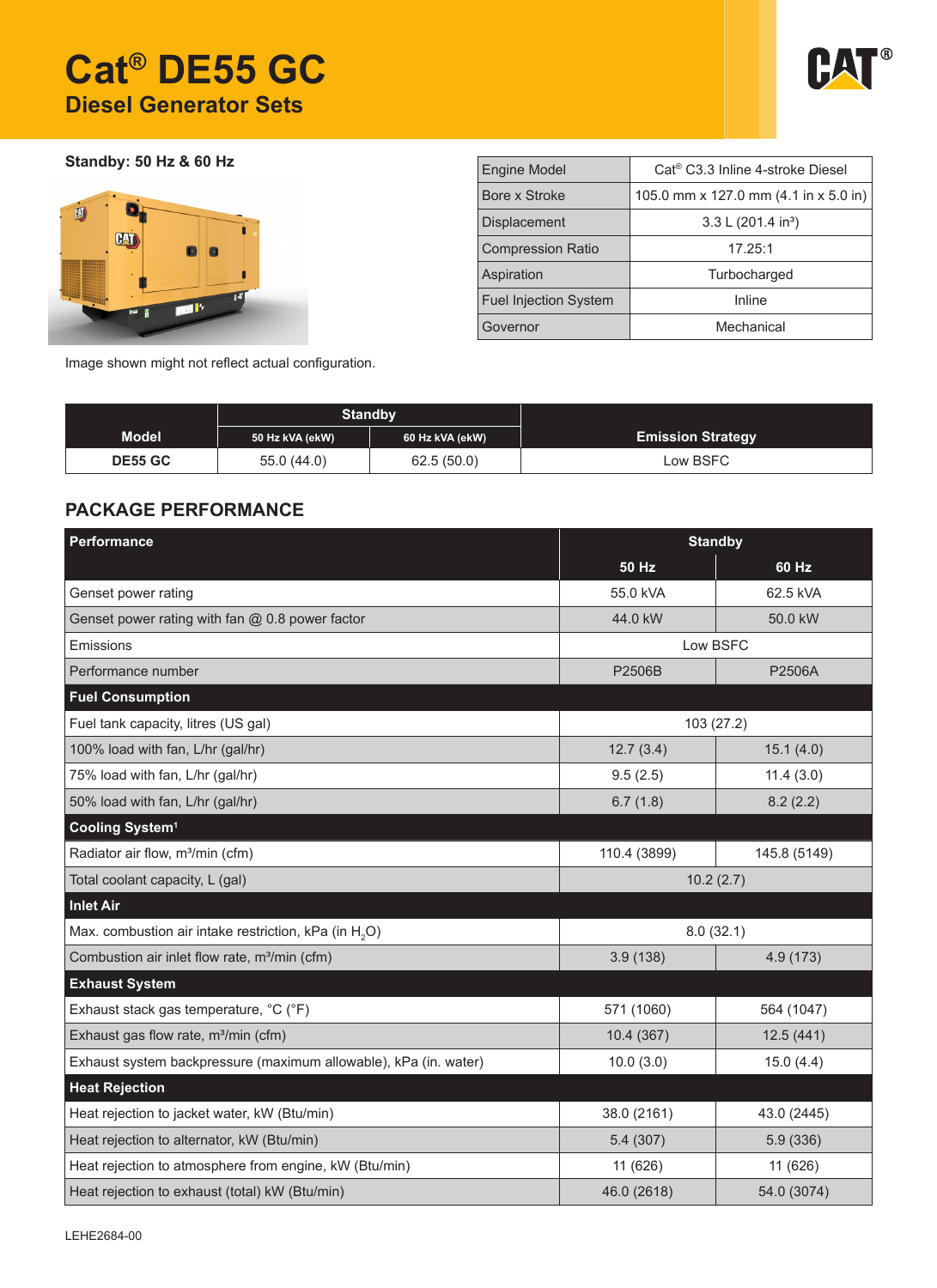# Cat® DE55 GC

## Diesel Generator Sets

**Standby: 50 Hz & 60 Hz**

Image shown might not reflect actual configuration.

| Engine Model | Cat® C3.3 Inline 4-stroke Diesel |
| --- | --- |
| Bore x Stroke | 105.0 mm x 127.0 mm (4.1 in x 5.0 in) |
| Displacement | 3.3 L (201.4 in³) |
| Compression Ratio | 17.25:1 |
| Aspiration | Turbocharged |
| Fuel Injection System | Inline |
| Governor | Mechanical |

| Model | Standby | | Emission Strategy |
| --- | --- | --- | --- |
| | 50 Hz kVA (ekW) | 60 Hz kVA (ekW) | |
| DE55 GC | 55.0 (44.0) | 62.5 (50.0) | Low BSFC |

## PACKAGE PERFORMANCE

| Performance | Standby | |
| --- | --- | --- |
| | 50 Hz | 60 Hz |
| Genset power rating | 55.0 kVA | 62.5 kVA |
| Genset power rating with fan @ 0.8 power factor | 44.0 kW | 50.0 kW |
| Emissions | Low BSFC | |
| Performance number | P2506B | P2506A |
| **Fuel Consumption** | | |
| Fuel tank capacity, litres (US gal) | 103 (27.2) | |
| 100% load with fan, L/hr (gal/hr) | 12.7 (3.4) | 15.1 (4.0) |
| 75% load with fan, L/hr (gal/hr) | 9.5 (2.5) | 11.4 (3.0) |
| 50% load with fan, L/hr (gal/hr) | 6.7 (1.8) | 8.2 (2.2) |
| **Cooling System[1]** | | |
| Radiator air flow, m³/min (cfm) | 110.4 (3899) | 145.8 (5149) |
| Total coolant capacity, L (gal) | 10.2 (2.7) | |
| **Inlet Air** | | |
| Max. combustion air intake restriction, kPa (in $H_2O$) | 8.0 (32.1) | |
| Combustion air inlet flow rate, m³/min (cfm) | 3.9 (138) | 4.9 (173) |
| **Exhaust System** | | |
| Exhaust stack gas temperature, °C (°F) | 571 (1060) | 564 (1047) |
| Exhaust gas flow rate, m³/min (cfm) | 10.4 (367) | 12.5 (441) |
| Exhaust system backpressure (maximum allowable), kPa (in. water) | 10.0 (3.0) | 15.0 (4.4) |
| **Heat Rejection** | | |
| Heat rejection to jacket water, kW (Btu/min) | 38.0 (2161) | 43.0 (2445) |
| Heat rejection to alternator, kW (Btu/min) | 5.4 (307) | 5.9 (336) |
| Heat rejection to atmosphere from engine, kW (Btu/min) | 11 (626) | 11 (626) |
| Heat rejection to exhaust (total) kW (Btu/min) | 46.0 (2618) | 54.0 (3074) |

LEHE2684-00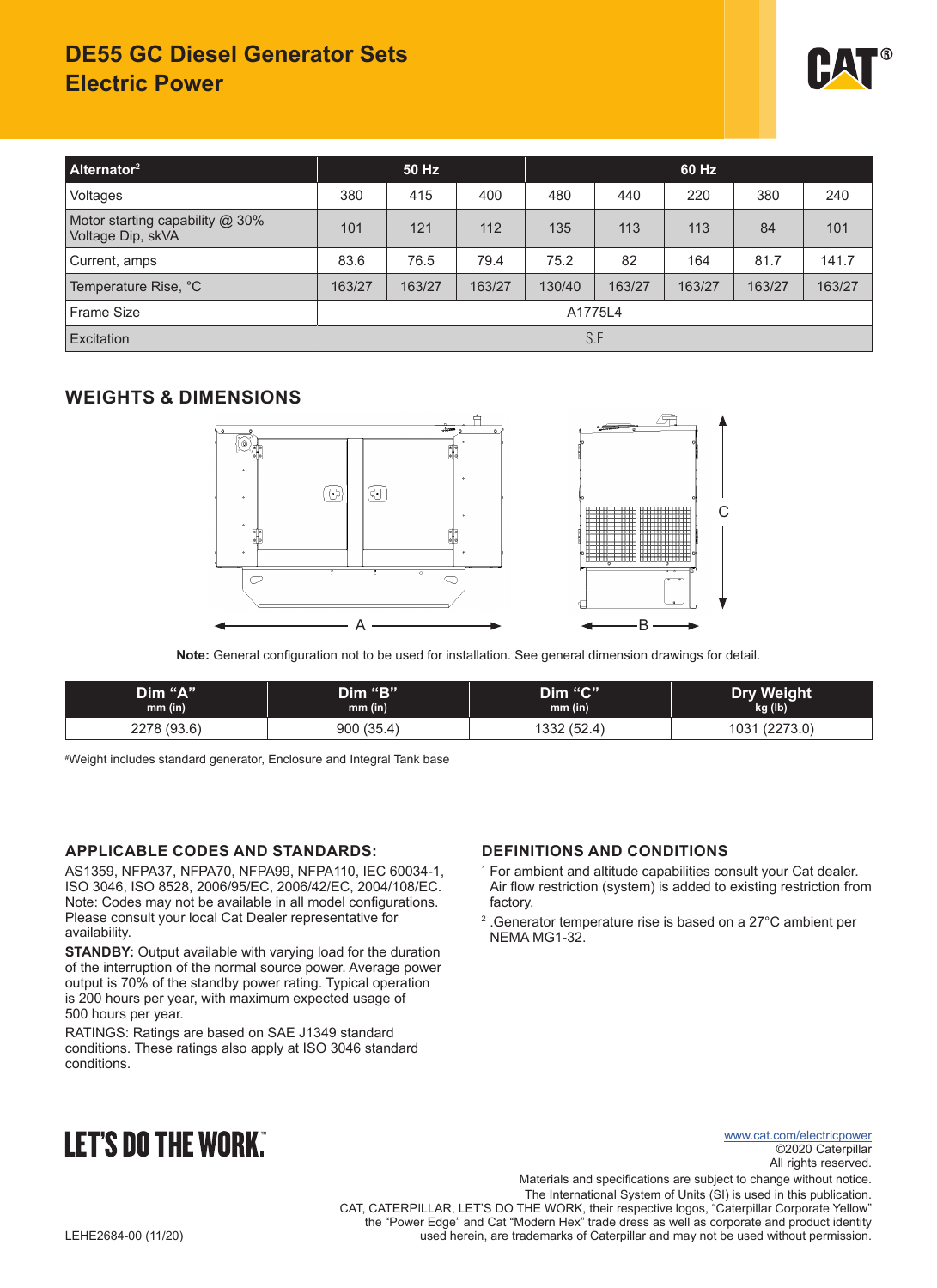# DE55 GC Diesel Generator Sets
## Electric Power

| Alternator[2] | 50 Hz | | | 60 Hz | | | | |
|---|---|---|---|---|---|---|---|---|
| Voltages | 380 | 415 | 400 | 480 | 440 | 220 | 380 | 240 |
| Motor starting capability @ 30% Voltage Dip, skVA | 101 | 121 | 112 | 135 | 113 | 113 | 84 | 101 |
| Current, amps | 83.6 | 76.5 | 79.4 | 75.2 | 82 | 164 | 81.7 | 141.7 |
| Temperature Rise, °C | 163/27 | 163/27 | 163/27 | 130/40 | 163/27 | 163/27 | 163/27 | 163/27 |
| Frame Size | A1775L4 | | | | | | | |
| Excitation | S.E | | | | | | | |

## WEIGHTS & DIMENSIONS

A

B

C

**Note:** General configuration not to be used for installation. See general dimension drawings for detail.

| Dim "A" mm (in) | Dim "B" mm (in) | Dim "C" mm (in) | Dry Weight kg (lb) |
|---|---|---|---|
| 2278 (93.6) | 900 (35.4) | 1332 (52.4) | 1031 (2273.0) |

#Weight includes standard generator, Enclosure and Integral Tank base

### APPLICABLE CODES AND STANDARDS:

AS1359, NFPA37, NFPA70, NFPA99, NFPA110, IEC 60034-1, ISO 3046, ISO 8528, 2006/95/EC, 2006/42/EC, 2004/108/EC. Note: Codes may not be available in all model configurations. Please consult your local Cat Dealer representative for availability.

**STANDBY:** Output available with varying load for the duration of the interruption of the normal source power. Average power output is 70% of the standby power rating. Typical operation is 200 hours per year, with maximum expected usage of 500 hours per year.

RATINGS: Ratings are based on SAE J1349 standard conditions. These ratings also apply at ISO 3046 standard conditions.

### DEFINITIONS AND CONDITIONS

[1] For ambient and altitude capabilities consult your Cat dealer. Air flow restriction (system) is added to existing restriction from factory.

[2] .Generator temperature rise is based on a 27°C ambient per NEMA MG1-32.

LET'S DO THE WORK.

www.cat.com/electricpower
©2020 Caterpillar
All rights reserved.

Materials and specifications are subject to change without notice.
The International System of Units (SI) is used in this publication.
CAT, CATERPILLAR, LET'S DO THE WORK, their respective logos, "Caterpillar Corporate Yellow" the "Power Edge" and Cat "Modern Hex" trade dress as well as corporate and product identity used herein, are trademarks of Caterpillar and may not be used without permission.

LEHE2684-00 (11/20)